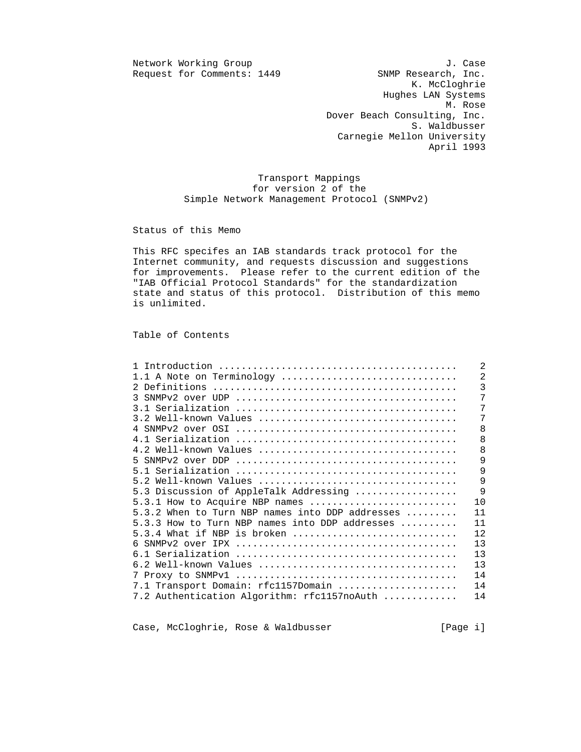Network Working Group                                            J. Case
Request for Comments: 1449                           SNMP Research, Inc.
                                                           K. McCloghrie
                                                      Hughes LAN Systems
                                                                 M. Rose
                                            Dover Beach Consulting, Inc.
                                                           S. Waldbusser
                                              Carnegie Mellon University
                                                              April 1993

# Transport Mappings for version 2 of the Simple Network Management Protocol (SNMPv2)

## Status of this Memo

This RFC specifes an IAB standards track protocol for the Internet community, and requests discussion and suggestions for improvements. Please refer to the current edition of the "IAB Official Protocol Standards" for the standardization state and status of this protocol. Distribution of this memo is unlimited.

## Table of Contents

```
1 Introduction ..........................................    2
1.1 A Note on Terminology ...............................    2
2 Definitions ...........................................    3
3 SNMPv2 over UDP .......................................    7
3.1 Serialization .......................................    7
3.2 Well-known Values ...................................    7
4 SNMPv2 over OSI .......................................    8
4.1 Serialization .......................................    8
4.2 Well-known Values ...................................    8
5 SNMPv2 over DDP .......................................    9
5.1 Serialization .......................................    9
5.2 Well-known Values ...................................    9
5.3 Discussion of AppleTalk Addressing ..................    9
5.3.1 How to Acquire NBP names ..........................   10
5.3.2 When to Turn NBP names into DDP addresses .........   11
5.3.3 How to Turn NBP names into DDP addresses ..........   11
5.3.4 What if NBP is broken .............................   12
6 SNMPv2 over IPX .......................................   13
6.1 Serialization .......................................   13
6.2 Well-known Values ...................................   13
7 Proxy to SNMPv1 .......................................   14
7.1 Transport Domain: rfc1157Domain .....................   14
7.2 Authentication Algorithm: rfc1157noAuth .............   14
```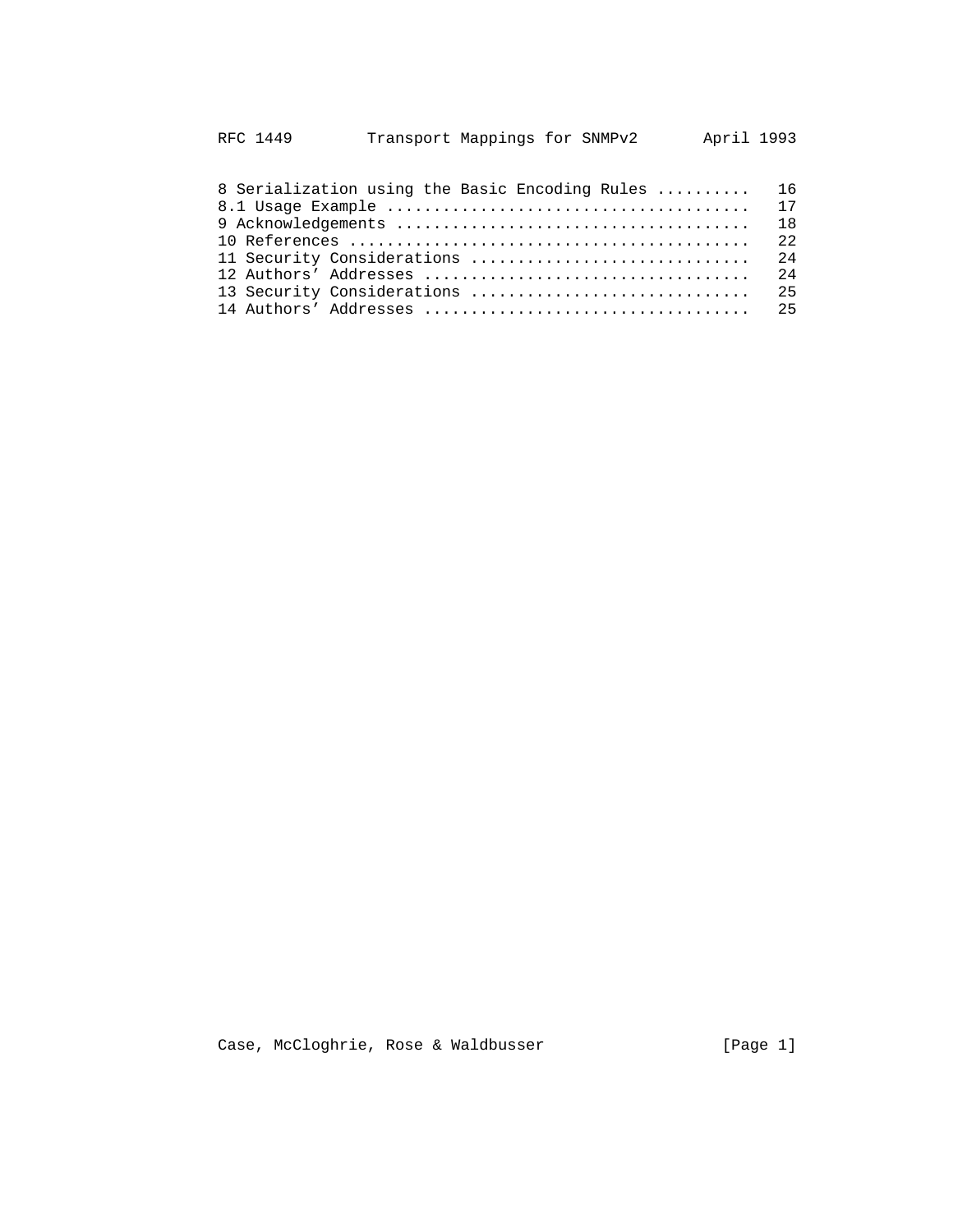```
8 Serialization using the Basic Encoding Rules ..........   16
8.1 Usage Example .......................................   17
9 Acknowledgements ......................................   18
10 References ...........................................   22
11 Security Considerations ..............................   24
12 Authors' Addresses ...................................   24
13 Security Considerations ..............................   25
14 Authors' Addresses ...................................   25
```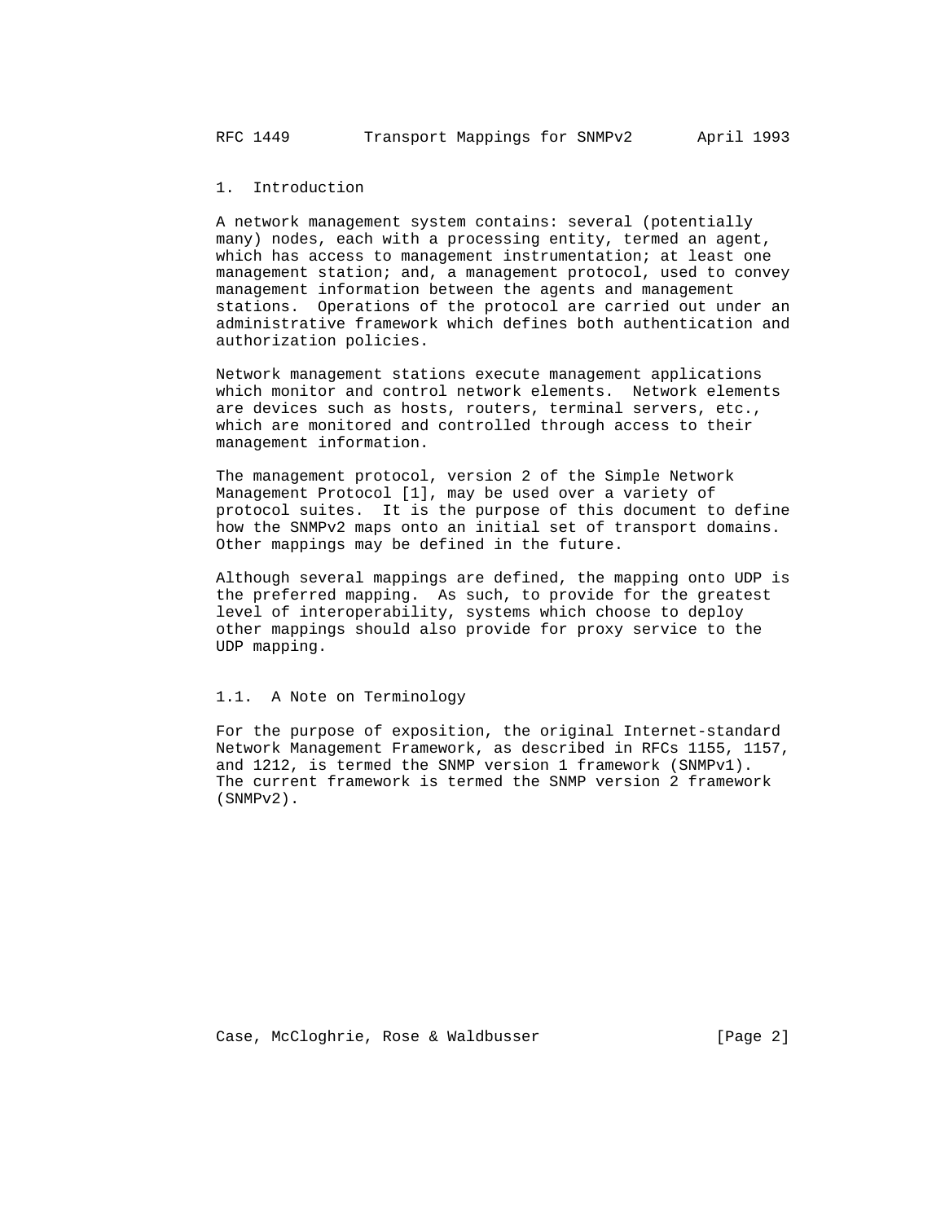# 1. Introduction

A network management system contains: several (potentially many) nodes, each with a processing entity, termed an agent, which has access to management instrumentation; at least one management station; and, a management protocol, used to convey management information between the agents and management stations. Operations of the protocol are carried out under an administrative framework which defines both authentication and authorization policies.

Network management stations execute management applications which monitor and control network elements. Network elements are devices such as hosts, routers, terminal servers, etc., which are monitored and controlled through access to their management information.

The management protocol, version 2 of the Simple Network Management Protocol [1], may be used over a variety of protocol suites. It is the purpose of this document to define how the SNMPv2 maps onto an initial set of transport domains. Other mappings may be defined in the future.

Although several mappings are defined, the mapping onto UDP is the preferred mapping. As such, to provide for the greatest level of interoperability, systems which choose to deploy other mappings should also provide for proxy service to the UDP mapping.

## 1.1. A Note on Terminology

For the purpose of exposition, the original Internet-standard Network Management Framework, as described in RFCs 1155, 1157, and 1212, is termed the SNMP version 1 framework (SNMPv1). The current framework is termed the SNMP version 2 framework (SNMPv2).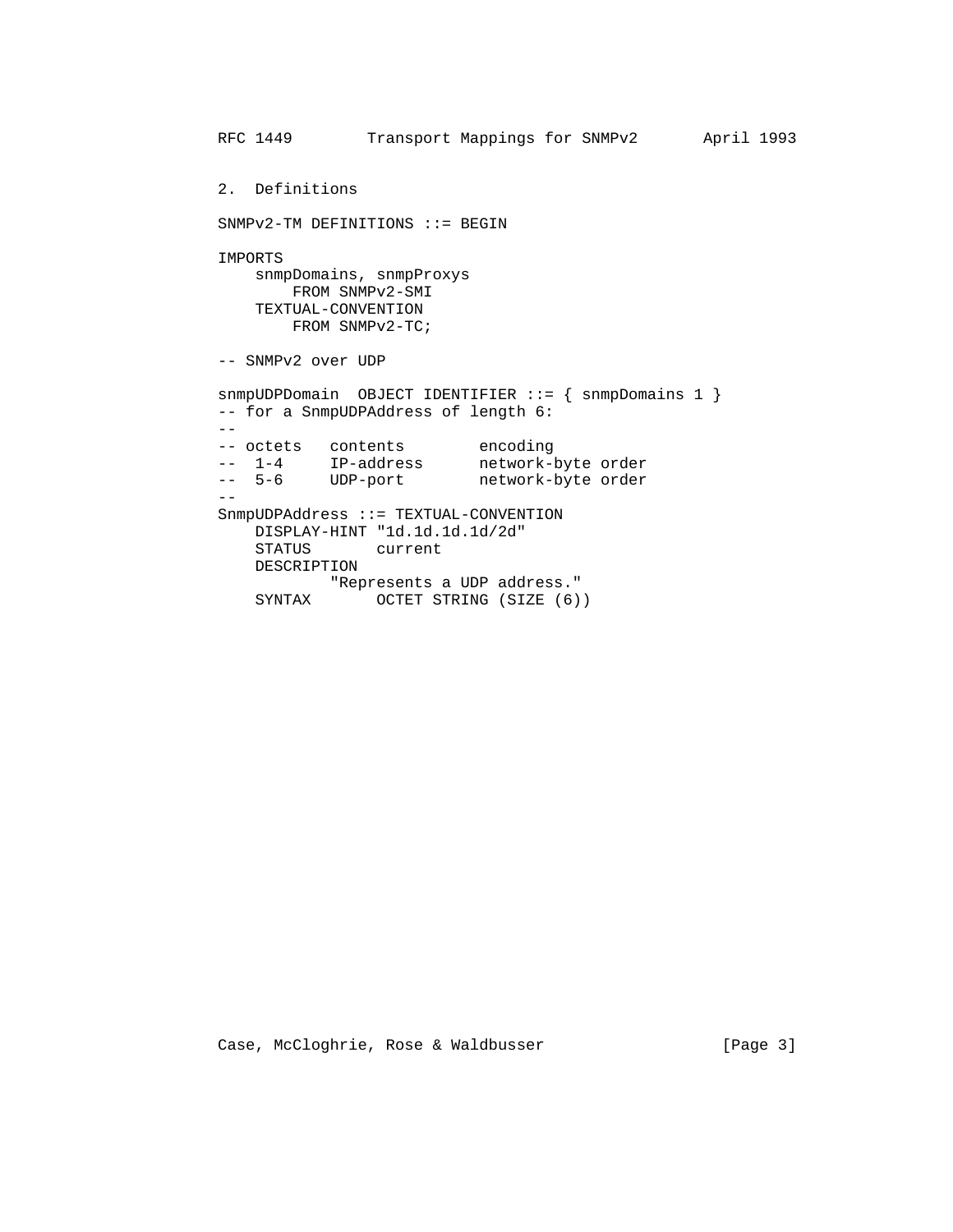## 2. Definitions

```
SNMPv2-TM DEFINITIONS ::= BEGIN

IMPORTS
    snmpDomains, snmpProxys
        FROM SNMPv2-SMI
    TEXTUAL-CONVENTION
        FROM SNMPv2-TC;

-- SNMPv2 over UDP

snmpUDPDomain  OBJECT IDENTIFIER ::= { snmpDomains 1 }
-- for a SnmpUDPAddress of length 6:
--
-- octets   contents        encoding
--  1-4     IP-address      network-byte order
--  5-6     UDP-port        network-byte order
--
SnmpUDPAddress ::= TEXTUAL-CONVENTION
    DISPLAY-HINT "1d.1d.1d.1d/2d"
    STATUS       current
    DESCRIPTION
            "Represents a UDP address."
    SYNTAX       OCTET STRING (SIZE (6))
```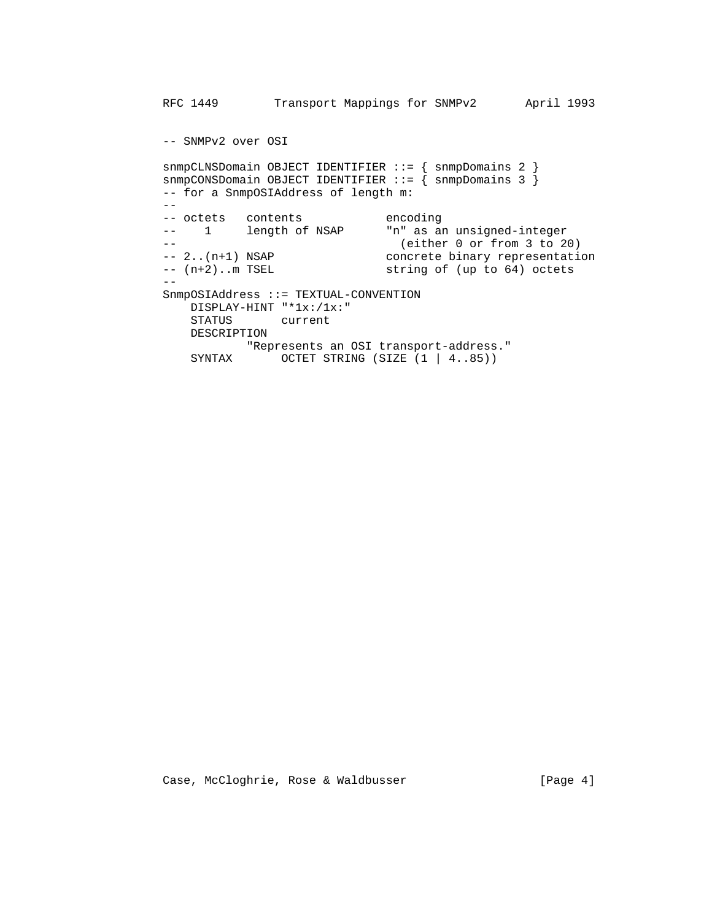```
-- SNMPv2 over OSI

snmpCLNSDomain OBJECT IDENTIFIER ::= { snmpDomains 2 }
snmpCONSDomain OBJECT IDENTIFIER ::= { snmpDomains 3 }
-- for a SnmpOSIAddress of length m:
--
-- octets   contents            encoding
--    1     length of NSAP      "n" as an unsigned-integer
--                                (either 0 or from 3 to 20)
-- 2..(n+1) NSAP                concrete binary representation
-- (n+2)..m TSEL                string of (up to 64) octets
--
SnmpOSIAddress ::= TEXTUAL-CONVENTION
    DISPLAY-HINT "*1x:/1x:"
    STATUS       current
    DESCRIPTION
            "Represents an OSI transport-address."
    SYNTAX       OCTET STRING (SIZE (1 | 4..85))
```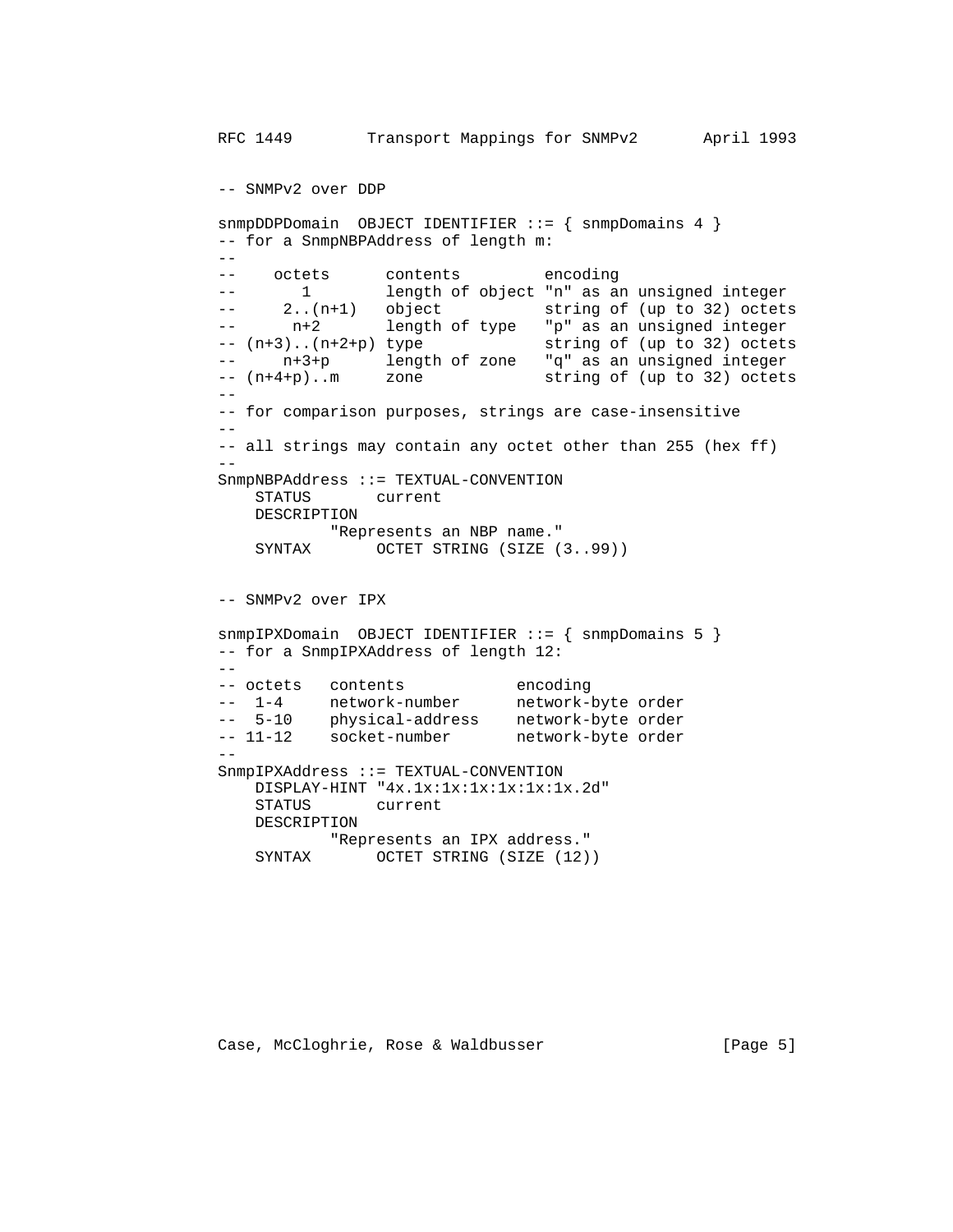```
-- SNMPv2 over DDP

snmpDDPDomain  OBJECT IDENTIFIER ::= { snmpDomains 4 }
-- for a SnmpNBPAddress of length m:
--
--    octets      contents         encoding
--       1        length of object "n" as an unsigned integer
--     2..(n+1)   object           string of (up to 32) octets
--      n+2       length of type   "p" as an unsigned integer
-- (n+3)..(n+2+p) type             string of (up to 32) octets
--     n+3+p      length of zone   "q" as an unsigned integer
-- (n+4+p)..m     zone             string of (up to 32) octets
--
-- for comparison purposes, strings are case-insensitive
--
-- all strings may contain any octet other than 255 (hex ff)
--
SnmpNBPAddress ::= TEXTUAL-CONVENTION
    STATUS       current
    DESCRIPTION
            "Represents an NBP name."
    SYNTAX       OCTET STRING (SIZE (3..99))


-- SNMPv2 over IPX

snmpIPXDomain  OBJECT IDENTIFIER ::= { snmpDomains 5 }
-- for a SnmpIPXAddress of length 12:
--
-- octets   contents            encoding
--  1-4     network-number      network-byte order
--  5-10    physical-address    network-byte order
-- 11-12    socket-number       network-byte order
--
SnmpIPXAddress ::= TEXTUAL-CONVENTION
    DISPLAY-HINT "4x.1x:1x:1x:1x:1x:1x.2d"
    STATUS       current
    DESCRIPTION
            "Represents an IPX address."
    SYNTAX       OCTET STRING (SIZE (12))
```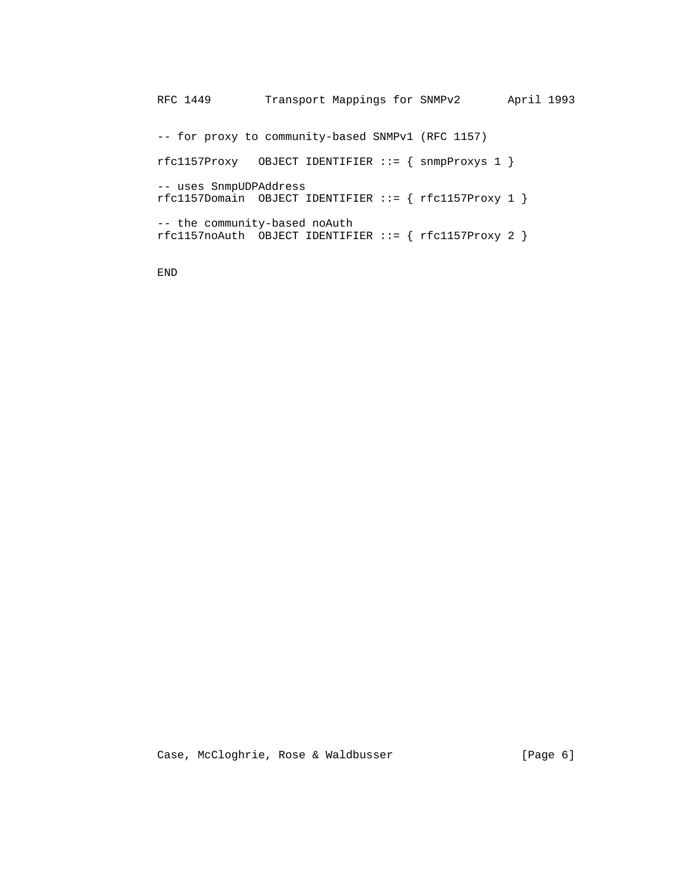```
-- for proxy to community-based SNMPv1 (RFC 1157)

rfc1157Proxy   OBJECT IDENTIFIER ::= { snmpProxys 1 }

-- uses SnmpUDPAddress
rfc1157Domain  OBJECT IDENTIFIER ::= { rfc1157Proxy 1 }

-- the community-based noAuth
rfc1157noAuth  OBJECT IDENTIFIER ::= { rfc1157Proxy 2 }


END
```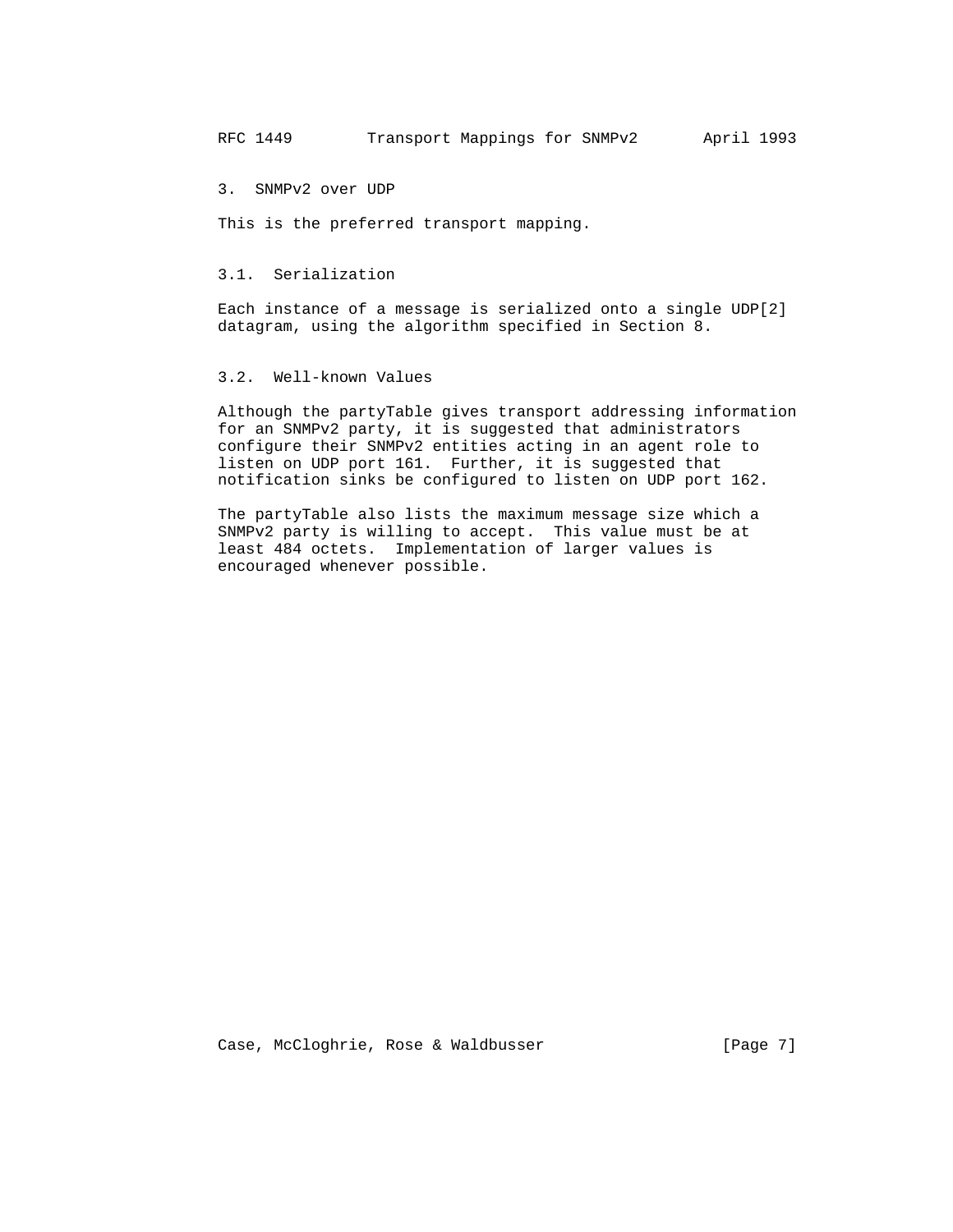## 3. SNMPv2 over UDP

This is the preferred transport mapping.

### 3.1. Serialization

Each instance of a message is serialized onto a single UDP[2] datagram, using the algorithm specified in Section 8.

### 3.2. Well-known Values

Although the partyTable gives transport addressing information for an SNMPv2 party, it is suggested that administrators configure their SNMPv2 entities acting in an agent role to listen on UDP port 161. Further, it is suggested that notification sinks be configured to listen on UDP port 162.

The partyTable also lists the maximum message size which a SNMPv2 party is willing to accept. This value must be at least 484 octets. Implementation of larger values is encouraged whenever possible.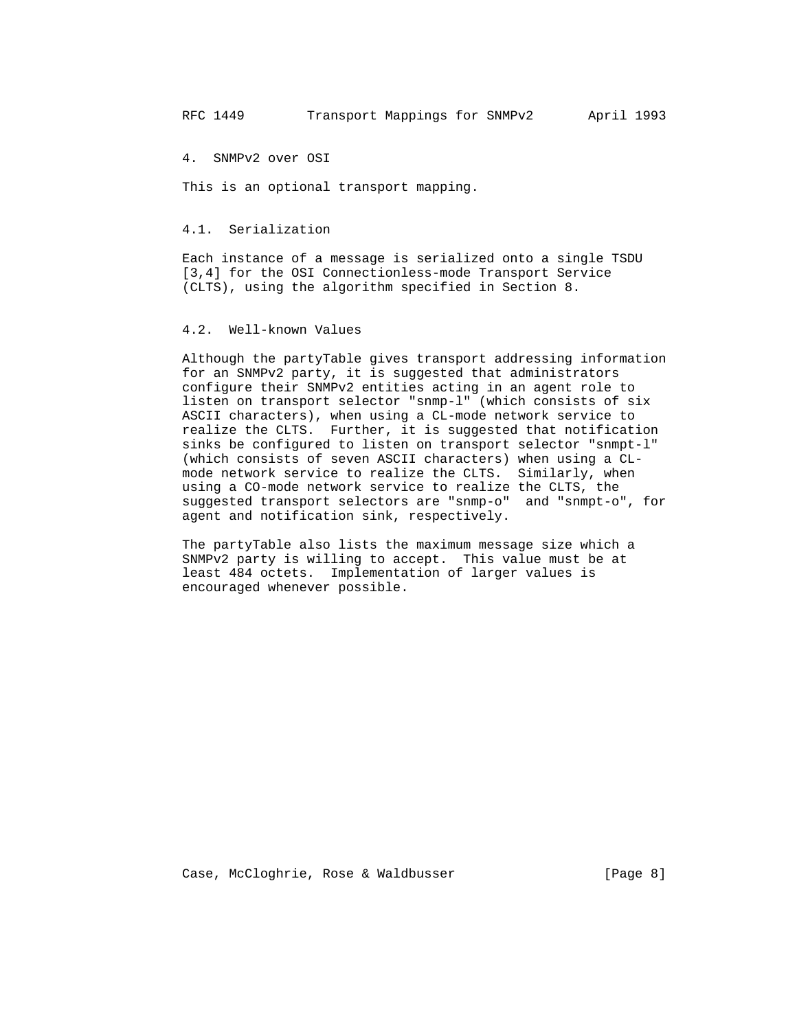# 4. SNMPv2 over OSI

This is an optional transport mapping.

## 4.1. Serialization

Each instance of a message is serialized onto a single TSDU [3,4] for the OSI Connectionless-mode Transport Service (CLTS), using the algorithm specified in Section 8.

## 4.2. Well-known Values

Although the partyTable gives transport addressing information for an SNMPv2 party, it is suggested that administrators configure their SNMPv2 entities acting in an agent role to listen on transport selector "snmp-l" (which consists of six ASCII characters), when using a CL-mode network service to realize the CLTS. Further, it is suggested that notification sinks be configured to listen on transport selector "snmpt-l" (which consists of seven ASCII characters) when using a CL-mode network service to realize the CLTS. Similarly, when using a CO-mode network service to realize the CLTS, the suggested transport selectors are "snmp-o" and "snmpt-o", for agent and notification sink, respectively.

The partyTable also lists the maximum message size which a SNMPv2 party is willing to accept. This value must be at least 484 octets. Implementation of larger values is encouraged whenever possible.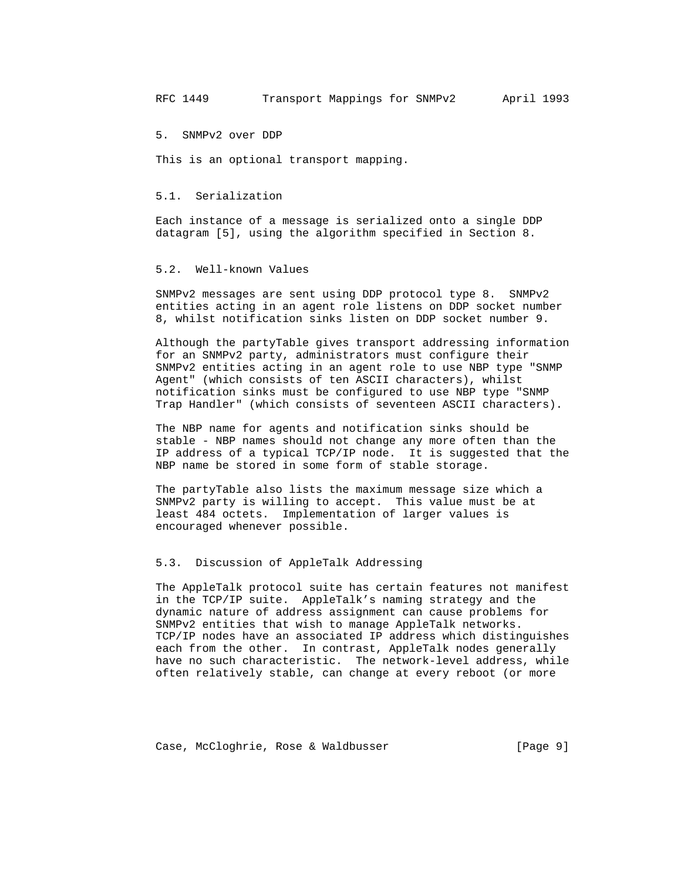## 5. SNMPv2 over DDP

This is an optional transport mapping.

### 5.1. Serialization

Each instance of a message is serialized onto a single DDP datagram [5], using the algorithm specified in Section 8.

### 5.2. Well-known Values

SNMPv2 messages are sent using DDP protocol type 8. SNMPv2 entities acting in an agent role listens on DDP socket number 8, whilst notification sinks listen on DDP socket number 9.

Although the partyTable gives transport addressing information for an SNMPv2 party, administrators must configure their SNMPv2 entities acting in an agent role to use NBP type "SNMP Agent" (which consists of ten ASCII characters), whilst notification sinks must be configured to use NBP type "SNMP Trap Handler" (which consists of seventeen ASCII characters).

The NBP name for agents and notification sinks should be stable - NBP names should not change any more often than the IP address of a typical TCP/IP node. It is suggested that the NBP name be stored in some form of stable storage.

The partyTable also lists the maximum message size which a SNMPv2 party is willing to accept. This value must be at least 484 octets. Implementation of larger values is encouraged whenever possible.

### 5.3. Discussion of AppleTalk Addressing

The AppleTalk protocol suite has certain features not manifest in the TCP/IP suite. AppleTalk's naming strategy and the dynamic nature of address assignment can cause problems for SNMPv2 entities that wish to manage AppleTalk networks. TCP/IP nodes have an associated IP address which distinguishes each from the other. In contrast, AppleTalk nodes generally have no such characteristic. The network-level address, while often relatively stable, can change at every reboot (or more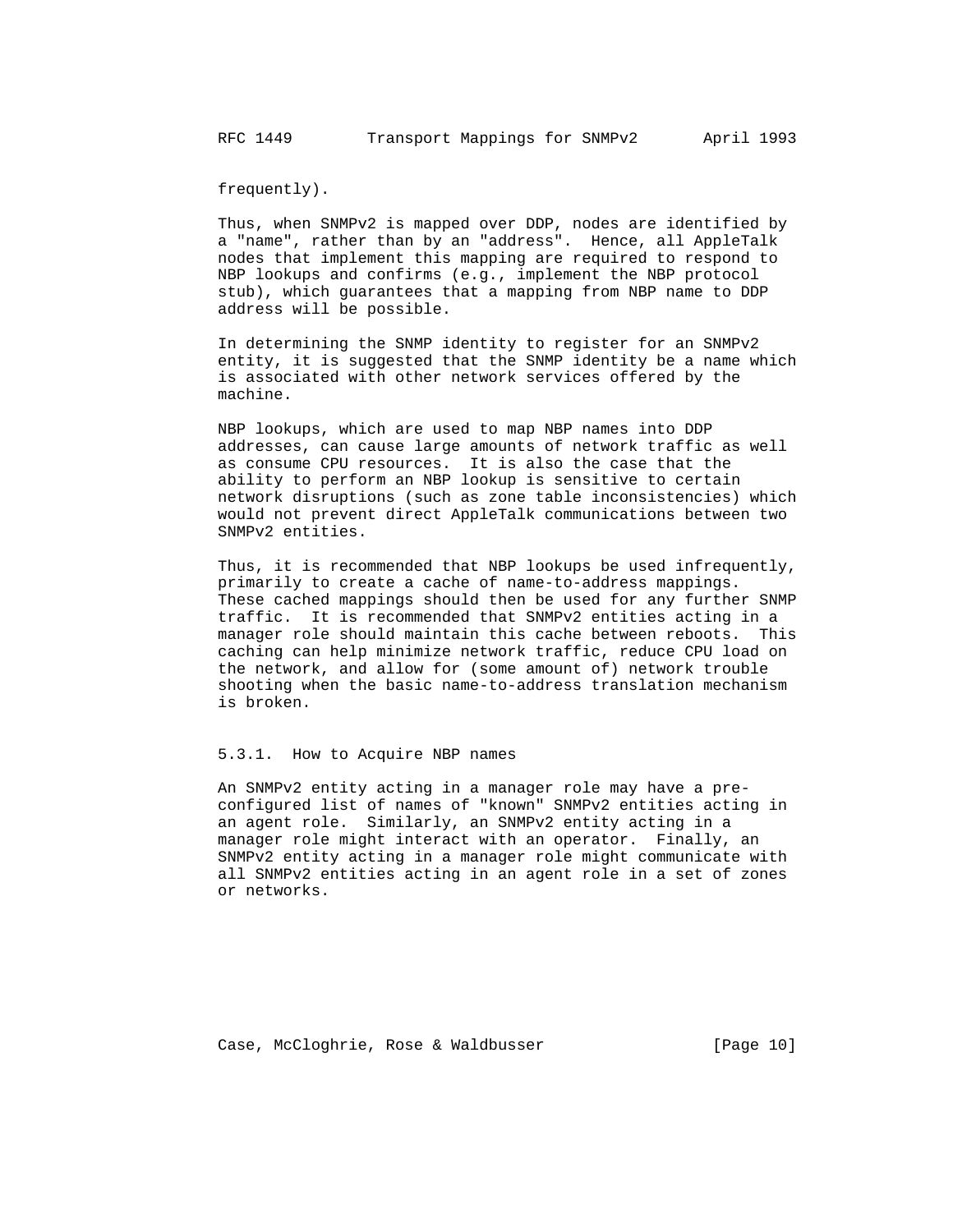frequently).

Thus, when SNMPv2 is mapped over DDP, nodes are identified by a "name", rather than by an "address". Hence, all AppleTalk nodes that implement this mapping are required to respond to NBP lookups and confirms (e.g., implement the NBP protocol stub), which guarantees that a mapping from NBP name to DDP address will be possible.

In determining the SNMP identity to register for an SNMPv2 entity, it is suggested that the SNMP identity be a name which is associated with other network services offered by the machine.

NBP lookups, which are used to map NBP names into DDP addresses, can cause large amounts of network traffic as well as consume CPU resources. It is also the case that the ability to perform an NBP lookup is sensitive to certain network disruptions (such as zone table inconsistencies) which would not prevent direct AppleTalk communications between two SNMPv2 entities.

Thus, it is recommended that NBP lookups be used infrequently, primarily to create a cache of name-to-address mappings. These cached mappings should then be used for any further SNMP traffic. It is recommended that SNMPv2 entities acting in a manager role should maintain this cache between reboots. This caching can help minimize network traffic, reduce CPU load on the network, and allow for (some amount of) network trouble shooting when the basic name-to-address translation mechanism is broken.

### 5.3.1. How to Acquire NBP names

An SNMPv2 entity acting in a manager role may have a pre-configured list of names of "known" SNMPv2 entities acting in an agent role. Similarly, an SNMPv2 entity acting in a manager role might interact with an operator. Finally, an SNMPv2 entity acting in a manager role might communicate with all SNMPv2 entities acting in an agent role in a set of zones or networks.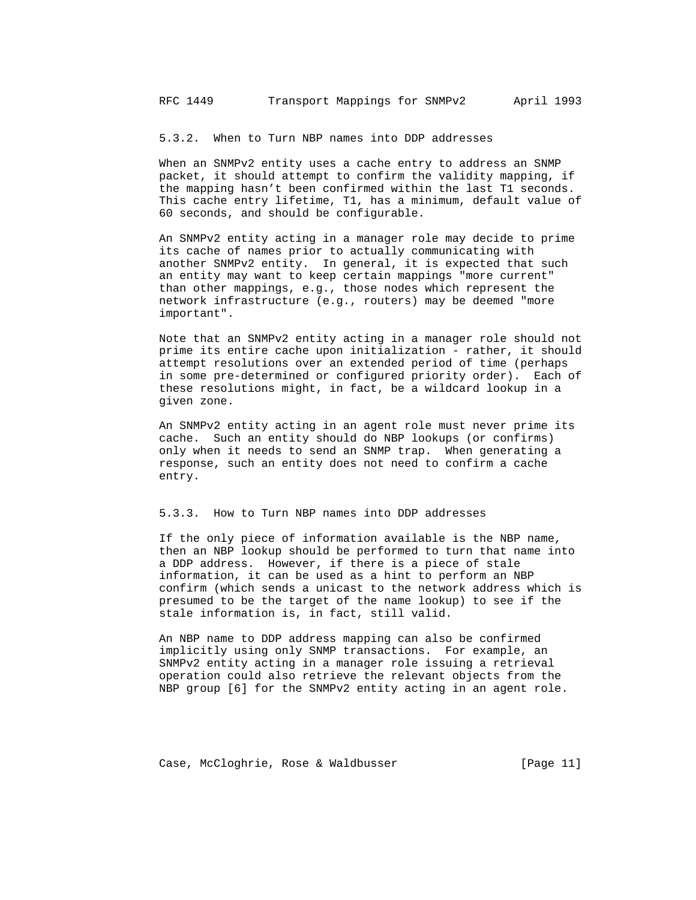### 5.3.2. When to Turn NBP names into DDP addresses

When an SNMPv2 entity uses a cache entry to address an SNMP packet, it should attempt to confirm the validity mapping, if the mapping hasn't been confirmed within the last T1 seconds. This cache entry lifetime, T1, has a minimum, default value of 60 seconds, and should be configurable.

An SNMPv2 entity acting in a manager role may decide to prime its cache of names prior to actually communicating with another SNMPv2 entity. In general, it is expected that such an entity may want to keep certain mappings "more current" than other mappings, e.g., those nodes which represent the network infrastructure (e.g., routers) may be deemed "more important".

Note that an SNMPv2 entity acting in a manager role should not prime its entire cache upon initialization - rather, it should attempt resolutions over an extended period of time (perhaps in some pre-determined or configured priority order). Each of these resolutions might, in fact, be a wildcard lookup in a given zone.

An SNMPv2 entity acting in an agent role must never prime its cache. Such an entity should do NBP lookups (or confirms) only when it needs to send an SNMP trap. When generating a response, such an entity does not need to confirm a cache entry.

### 5.3.3. How to Turn NBP names into DDP addresses

If the only piece of information available is the NBP name, then an NBP lookup should be performed to turn that name into a DDP address. However, if there is a piece of stale information, it can be used as a hint to perform an NBP confirm (which sends a unicast to the network address which is presumed to be the target of the name lookup) to see if the stale information is, in fact, still valid.

An NBP name to DDP address mapping can also be confirmed implicitly using only SNMP transactions. For example, an SNMPv2 entity acting in a manager role issuing a retrieval operation could also retrieve the relevant objects from the NBP group [6] for the SNMPv2 entity acting in an agent role.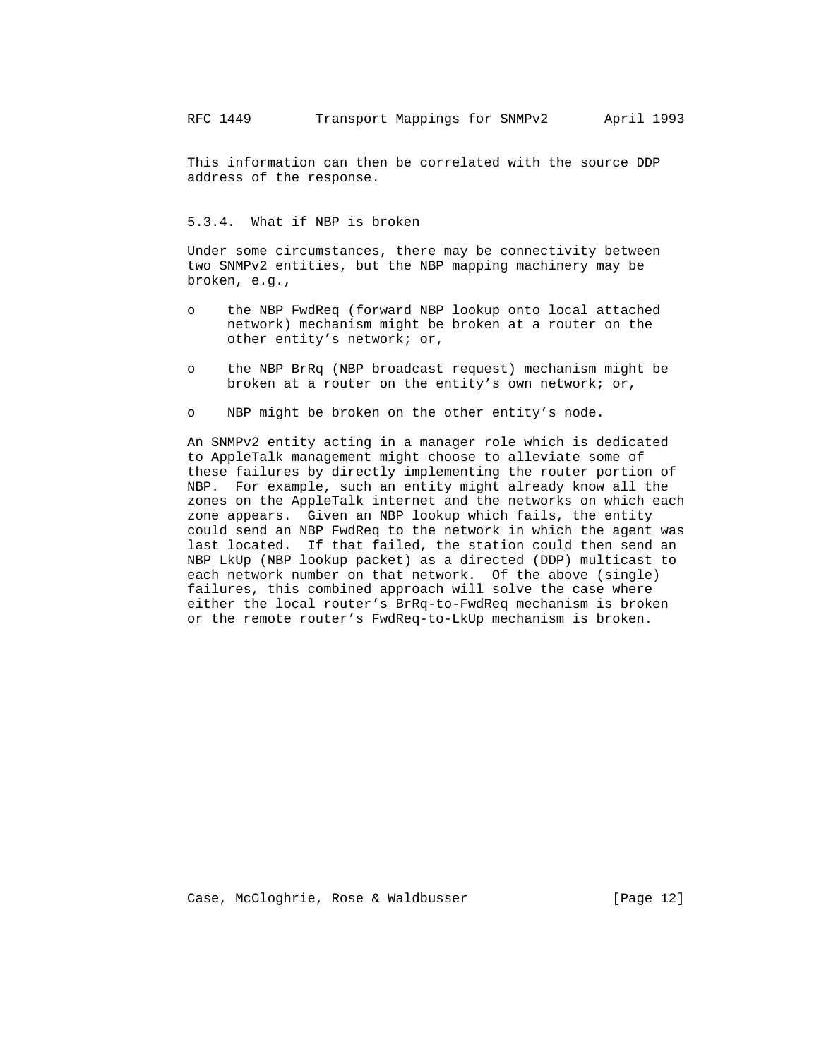This information can then be correlated with the source DDP address of the response.

#### 5.3.4. What if NBP is broken

Under some circumstances, there may be connectivity between two SNMPv2 entities, but the NBP mapping machinery may be broken, e.g.,

- the NBP FwdReq (forward NBP lookup onto local attached network) mechanism might be broken at a router on the other entity's network; or,
- the NBP BrRq (NBP broadcast request) mechanism might be broken at a router on the entity's own network; or,
- NBP might be broken on the other entity's node.

An SNMPv2 entity acting in a manager role which is dedicated to AppleTalk management might choose to alleviate some of these failures by directly implementing the router portion of NBP. For example, such an entity might already know all the zones on the AppleTalk internet and the networks on which each zone appears. Given an NBP lookup which fails, the entity could send an NBP FwdReq to the network in which the agent was last located. If that failed, the station could then send an NBP LkUp (NBP lookup packet) as a directed (DDP) multicast to each network number on that network. Of the above (single) failures, this combined approach will solve the case where either the local router's BrRq-to-FwdReq mechanism is broken or the remote router's FwdReq-to-LkUp mechanism is broken.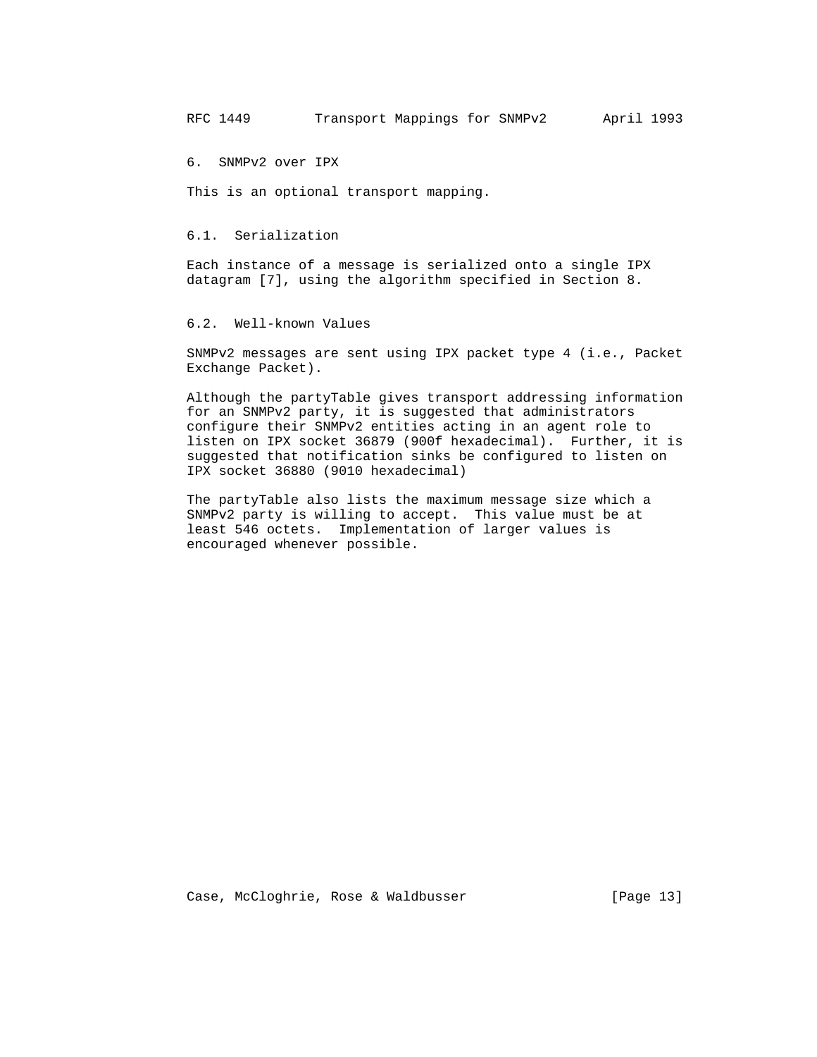## 6. SNMPv2 over IPX

This is an optional transport mapping.

### 6.1. Serialization

Each instance of a message is serialized onto a single IPX datagram [7], using the algorithm specified in Section 8.

### 6.2. Well-known Values

SNMPv2 messages are sent using IPX packet type 4 (i.e., Packet Exchange Packet).

Although the partyTable gives transport addressing information for an SNMPv2 party, it is suggested that administrators configure their SNMPv2 entities acting in an agent role to listen on IPX socket 36879 (900f hexadecimal). Further, it is suggested that notification sinks be configured to listen on IPX socket 36880 (9010 hexadecimal)

The partyTable also lists the maximum message size which a SNMPv2 party is willing to accept. This value must be at least 546 octets. Implementation of larger values is encouraged whenever possible.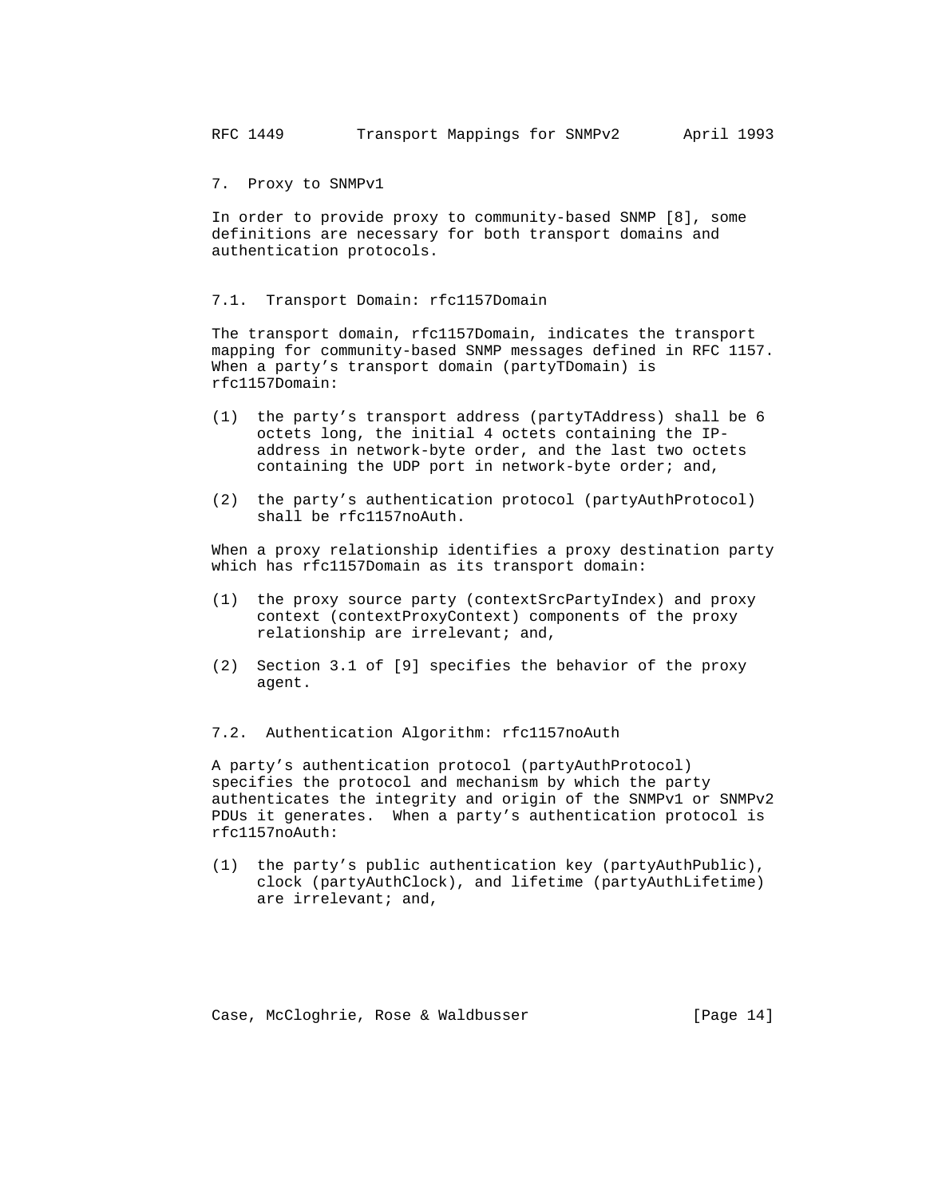## 7. Proxy to SNMPv1

In order to provide proxy to community-based SNMP [8], some definitions are necessary for both transport domains and authentication protocols.

### 7.1. Transport Domain: rfc1157Domain

The transport domain, rfc1157Domain, indicates the transport mapping for community-based SNMP messages defined in RFC 1157. When a party's transport domain (partyTDomain) is rfc1157Domain:

(1) the party's transport address (partyTAddress) shall be 6 octets long, the initial 4 octets containing the IP-address in network-byte order, and the last two octets containing the UDP port in network-byte order; and,

(2) the party's authentication protocol (partyAuthProtocol) shall be rfc1157noAuth.

When a proxy relationship identifies a proxy destination party which has rfc1157Domain as its transport domain:

(1) the proxy source party (contextSrcPartyIndex) and proxy context (contextProxyContext) components of the proxy relationship are irrelevant; and,

(2) Section 3.1 of [9] specifies the behavior of the proxy agent.

### 7.2. Authentication Algorithm: rfc1157noAuth

A party's authentication protocol (partyAuthProtocol) specifies the protocol and mechanism by which the party authenticates the integrity and origin of the SNMPv1 or SNMPv2 PDUs it generates. When a party's authentication protocol is rfc1157noAuth:

(1) the party's public authentication key (partyAuthPublic), clock (partyAuthClock), and lifetime (partyAuthLifetime) are irrelevant; and,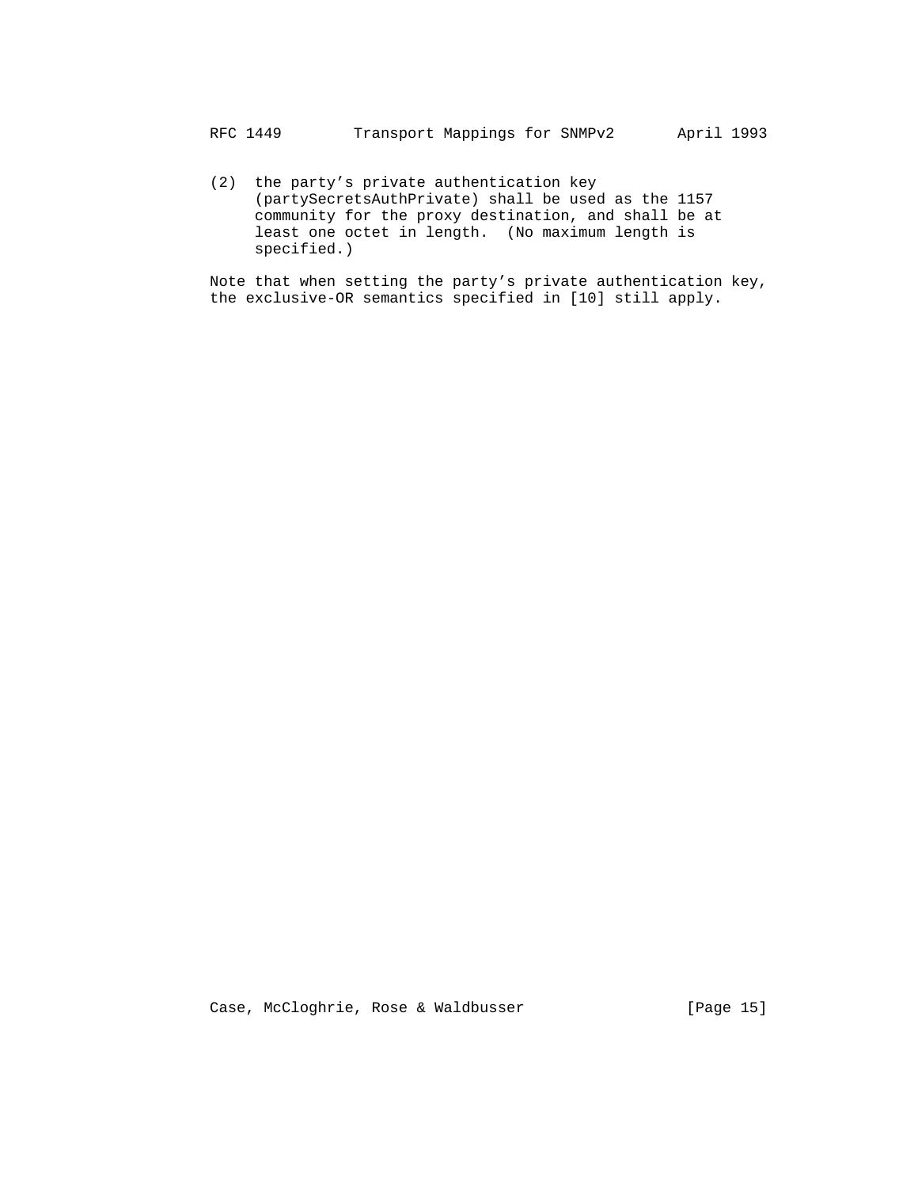(2) the party's private authentication key (partySecretsAuthPrivate) shall be used as the 1157 community for the proxy destination, and shall be at least one octet in length. (No maximum length is specified.)

Note that when setting the party's private authentication key, the exclusive-OR semantics specified in [10] still apply.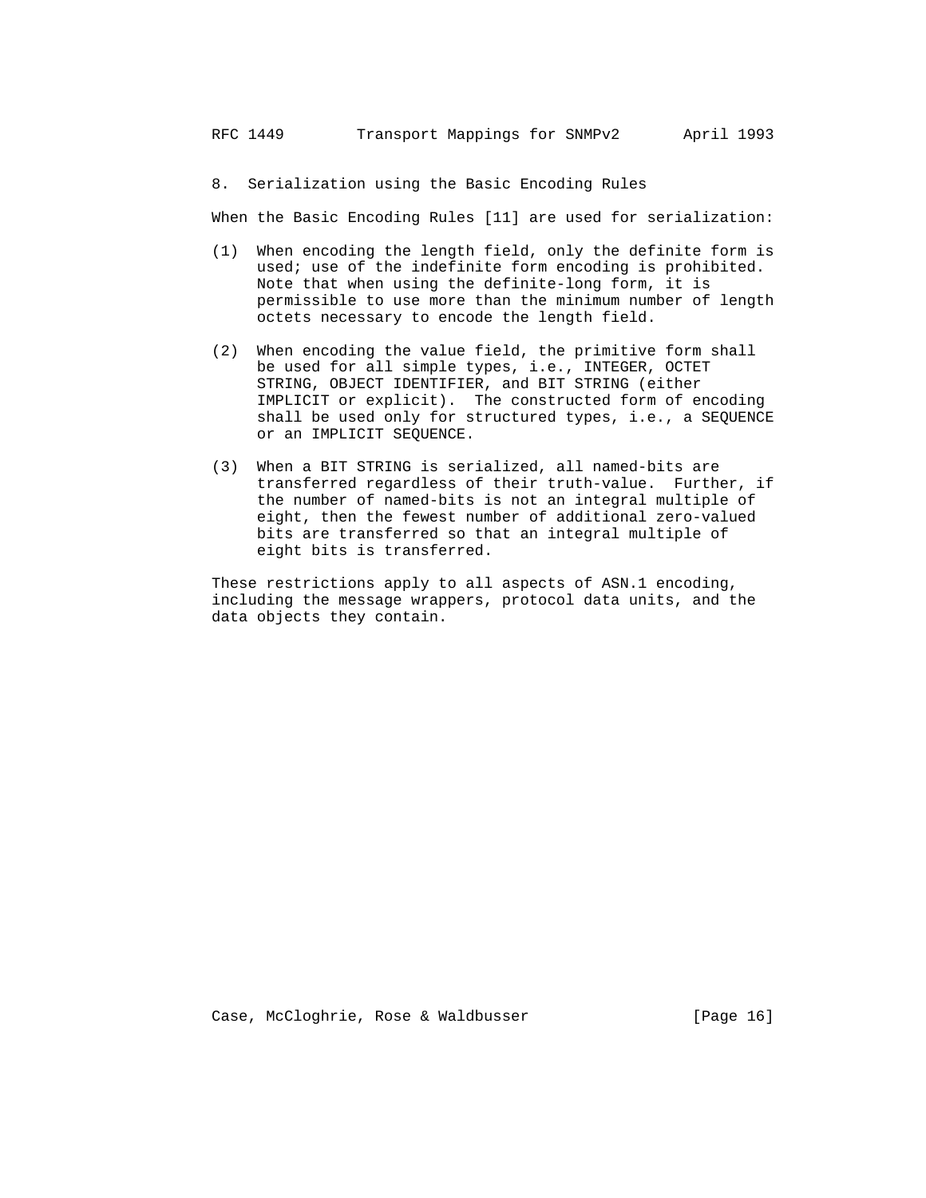## 8. Serialization using the Basic Encoding Rules

When the Basic Encoding Rules [11] are used for serialization:

(1) When encoding the length field, only the definite form is used; use of the indefinite form encoding is prohibited. Note that when using the definite-long form, it is permissible to use more than the minimum number of length octets necessary to encode the length field.

(2) When encoding the value field, the primitive form shall be used for all simple types, i.e., INTEGER, OCTET STRING, OBJECT IDENTIFIER, and BIT STRING (either IMPLICIT or explicit). The constructed form of encoding shall be used only for structured types, i.e., a SEQUENCE or an IMPLICIT SEQUENCE.

(3) When a BIT STRING is serialized, all named-bits are transferred regardless of their truth-value. Further, if the number of named-bits is not an integral multiple of eight, then the fewest number of additional zero-valued bits are transferred so that an integral multiple of eight bits is transferred.

These restrictions apply to all aspects of ASN.1 encoding, including the message wrappers, protocol data units, and the data objects they contain.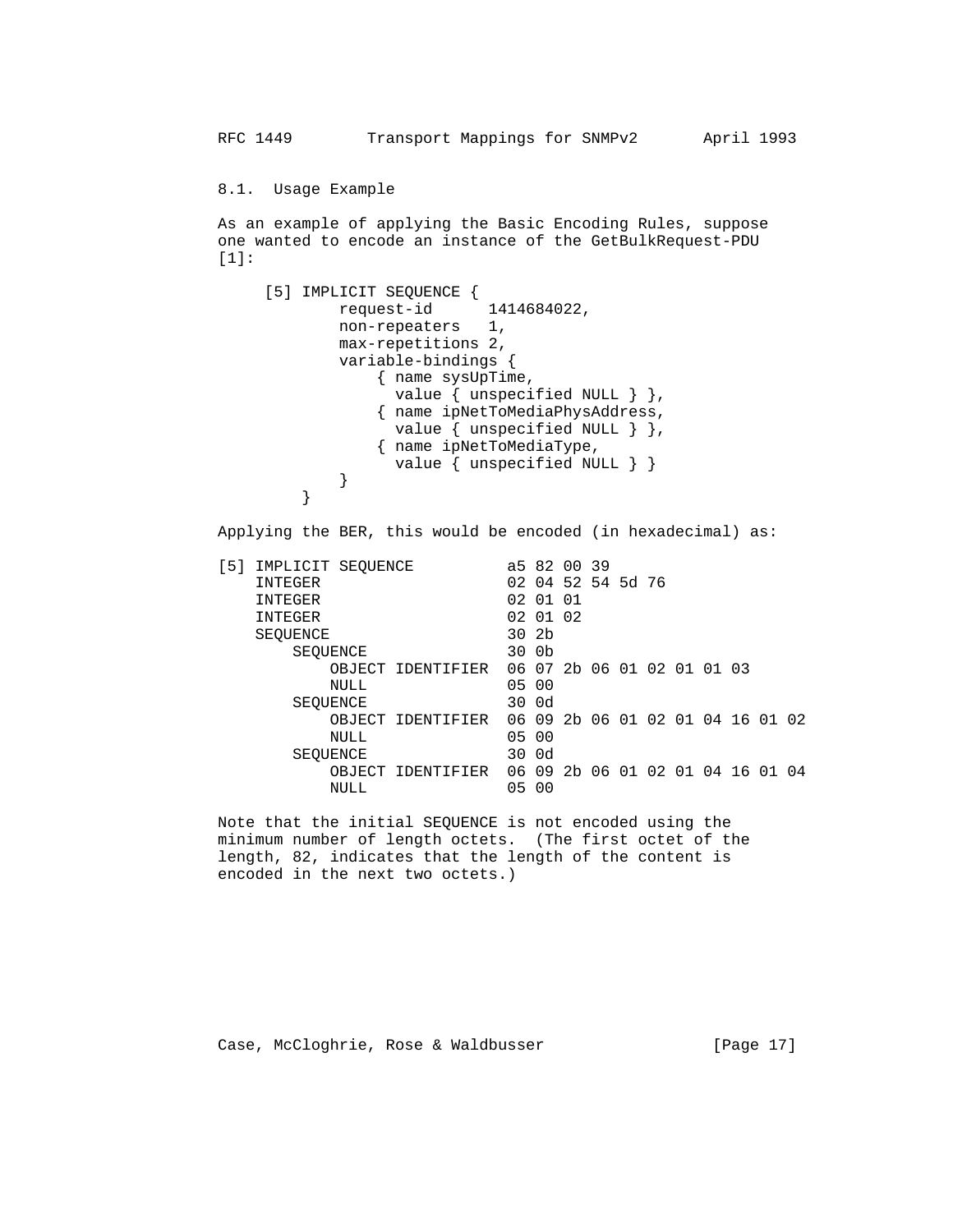### 8.1. Usage Example

As an example of applying the Basic Encoding Rules, suppose one wanted to encode an instance of the GetBulkRequest-PDU [1]:

```
     [5] IMPLICIT SEQUENCE {
             request-id      1414684022,
             non-repeaters   1,
             max-repetitions 2,
             variable-bindings {
                 { name sysUpTime,
                   value { unspecified NULL } },
                 { name ipNetToMediaPhysAddress,
                   value { unspecified NULL } },
                 { name ipNetToMediaType,
                   value { unspecified NULL } }
             }
         }
```

Applying the BER, this would be encoded (in hexadecimal) as:

```
[5] IMPLICIT SEQUENCE          a5 82 00 39
    INTEGER                    02 04 52 54 5d 76
    INTEGER                    02 01 01
    INTEGER                    02 01 02
    SEQUENCE                   30 2b
        SEQUENCE               30 0b
            OBJECT IDENTIFIER  06 07 2b 06 01 02 01 01 03
            NULL               05 00
        SEQUENCE               30 0d
            OBJECT IDENTIFIER  06 09 2b 06 01 02 01 04 16 01 02
            NULL               05 00
        SEQUENCE               30 0d
            OBJECT IDENTIFIER  06 09 2b 06 01 02 01 04 16 01 04
            NULL               05 00
```

Note that the initial SEQUENCE is not encoded using the minimum number of length octets. (The first octet of the length, 82, indicates that the length of the content is encoded in the next two octets.)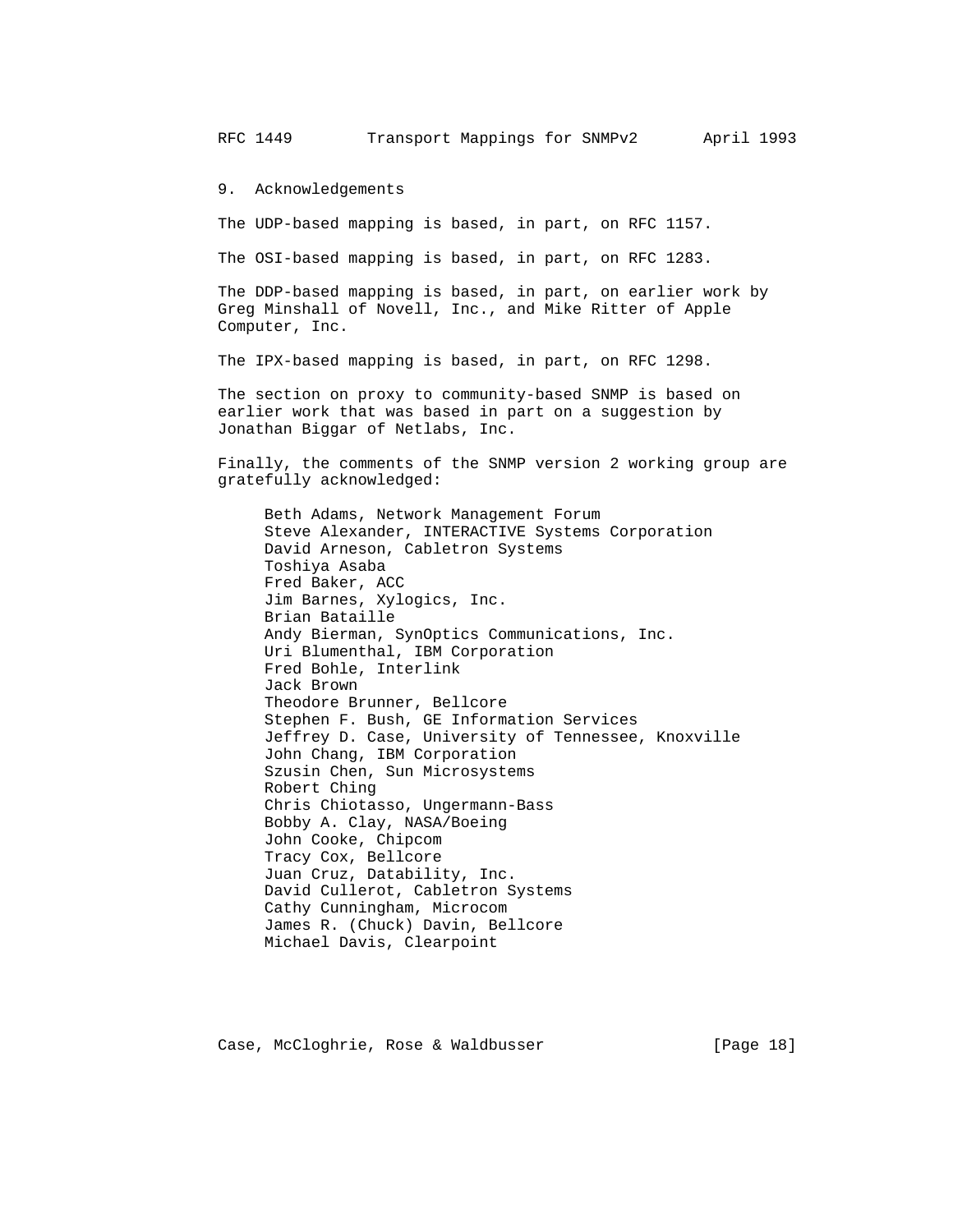## 9. Acknowledgements

The UDP-based mapping is based, in part, on RFC 1157.

The OSI-based mapping is based, in part, on RFC 1283.

The DDP-based mapping is based, in part, on earlier work by Greg Minshall of Novell, Inc., and Mike Ritter of Apple Computer, Inc.

The IPX-based mapping is based, in part, on RFC 1298.

The section on proxy to community-based SNMP is based on earlier work that was based in part on a suggestion by Jonathan Biggar of Netlabs, Inc.

Finally, the comments of the SNMP version 2 working group are gratefully acknowledged:

Beth Adams, Network Management Forum
Steve Alexander, INTERACTIVE Systems Corporation
David Arneson, Cabletron Systems
Toshiya Asaba
Fred Baker, ACC
Jim Barnes, Xylogics, Inc.
Brian Bataille
Andy Bierman, SynOptics Communications, Inc.
Uri Blumenthal, IBM Corporation
Fred Bohle, Interlink
Jack Brown
Theodore Brunner, Bellcore
Stephen F. Bush, GE Information Services
Jeffrey D. Case, University of Tennessee, Knoxville
John Chang, IBM Corporation
Szusin Chen, Sun Microsystems
Robert Ching
Chris Chiotasso, Ungermann-Bass
Bobby A. Clay, NASA/Boeing
John Cooke, Chipcom
Tracy Cox, Bellcore
Juan Cruz, Datability, Inc.
David Cullerot, Cabletron Systems
Cathy Cunningham, Microcom
James R. (Chuck) Davin, Bellcore
Michael Davis, Clearpoint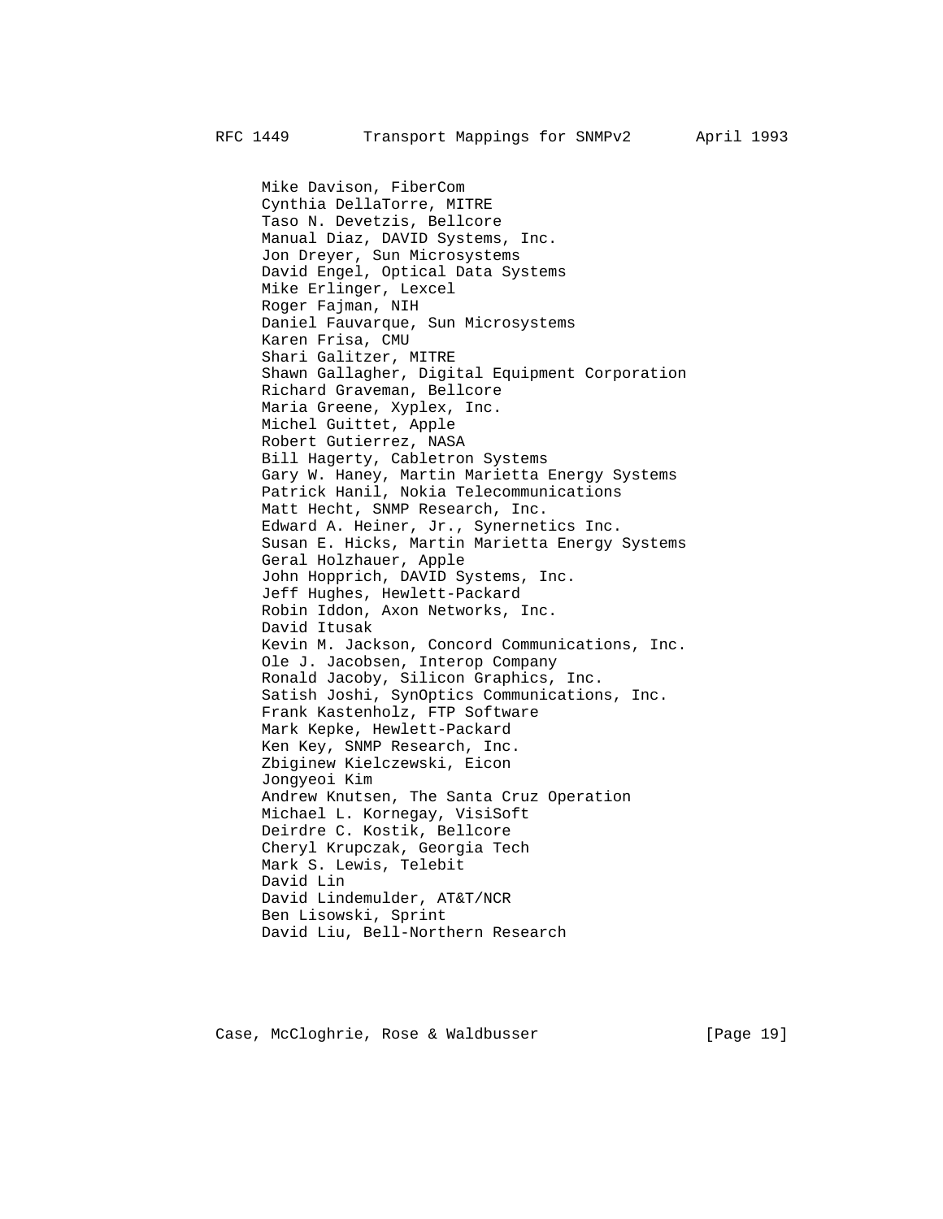Mike Davison, FiberCom
Cynthia DellaTorre, MITRE
Taso N. Devetzis, Bellcore
Manual Diaz, DAVID Systems, Inc.
Jon Dreyer, Sun Microsystems
David Engel, Optical Data Systems
Mike Erlinger, Lexcel
Roger Fajman, NIH
Daniel Fauvarque, Sun Microsystems
Karen Frisa, CMU
Shari Galitzer, MITRE
Shawn Gallagher, Digital Equipment Corporation
Richard Graveman, Bellcore
Maria Greene, Xyplex, Inc.
Michel Guittet, Apple
Robert Gutierrez, NASA
Bill Hagerty, Cabletron Systems
Gary W. Haney, Martin Marietta Energy Systems
Patrick Hanil, Nokia Telecommunications
Matt Hecht, SNMP Research, Inc.
Edward A. Heiner, Jr., Synernetics Inc.
Susan E. Hicks, Martin Marietta Energy Systems
Geral Holzhauer, Apple
John Hopprich, DAVID Systems, Inc.
Jeff Hughes, Hewlett-Packard
Robin Iddon, Axon Networks, Inc.
David Itusak
Kevin M. Jackson, Concord Communications, Inc.
Ole J. Jacobsen, Interop Company
Ronald Jacoby, Silicon Graphics, Inc.
Satish Joshi, SynOptics Communications, Inc.
Frank Kastenholz, FTP Software
Mark Kepke, Hewlett-Packard
Ken Key, SNMP Research, Inc.
Zbiginew Kielczewski, Eicon
Jongyeoi Kim
Andrew Knutsen, The Santa Cruz Operation
Michael L. Kornegay, VisiSoft
Deirdre C. Kostik, Bellcore
Cheryl Krupczak, Georgia Tech
Mark S. Lewis, Telebit
David Lin
David Lindemulder, AT&T/NCR
Ben Lisowski, Sprint
David Liu, Bell-Northern Research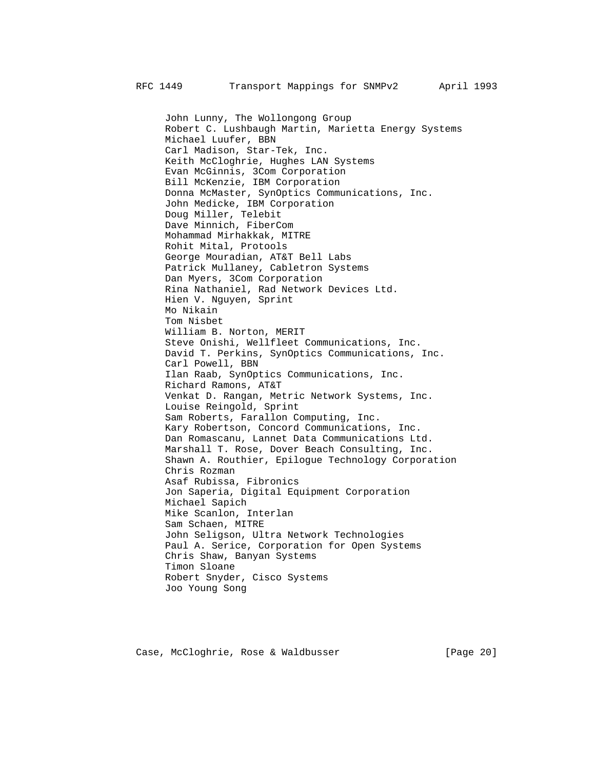John Lunny, The Wollongong Group
Robert C. Lushbaugh Martin, Marietta Energy Systems
Michael Luufer, BBN
Carl Madison, Star-Tek, Inc.
Keith McCloghrie, Hughes LAN Systems
Evan McGinnis, 3Com Corporation
Bill McKenzie, IBM Corporation
Donna McMaster, SynOptics Communications, Inc.
John Medicke, IBM Corporation
Doug Miller, Telebit
Dave Minnich, FiberCom
Mohammad Mirhakkak, MITRE
Rohit Mital, Protools
George Mouradian, AT&T Bell Labs
Patrick Mullaney, Cabletron Systems
Dan Myers, 3Com Corporation
Rina Nathaniel, Rad Network Devices Ltd.
Hien V. Nguyen, Sprint
Mo Nikain
Tom Nisbet
William B. Norton, MERIT
Steve Onishi, Wellfleet Communications, Inc.
David T. Perkins, SynOptics Communications, Inc.
Carl Powell, BBN
Ilan Raab, SynOptics Communications, Inc.
Richard Ramons, AT&T
Venkat D. Rangan, Metric Network Systems, Inc.
Louise Reingold, Sprint
Sam Roberts, Farallon Computing, Inc.
Kary Robertson, Concord Communications, Inc.
Dan Romascanu, Lannet Data Communications Ltd.
Marshall T. Rose, Dover Beach Consulting, Inc.
Shawn A. Routhier, Epilogue Technology Corporation
Chris Rozman
Asaf Rubissa, Fibronics
Jon Saperia, Digital Equipment Corporation
Michael Sapich
Mike Scanlon, Interlan
Sam Schaen, MITRE
John Seligson, Ultra Network Technologies
Paul A. Serice, Corporation for Open Systems
Chris Shaw, Banyan Systems
Timon Sloane
Robert Snyder, Cisco Systems
Joo Young Song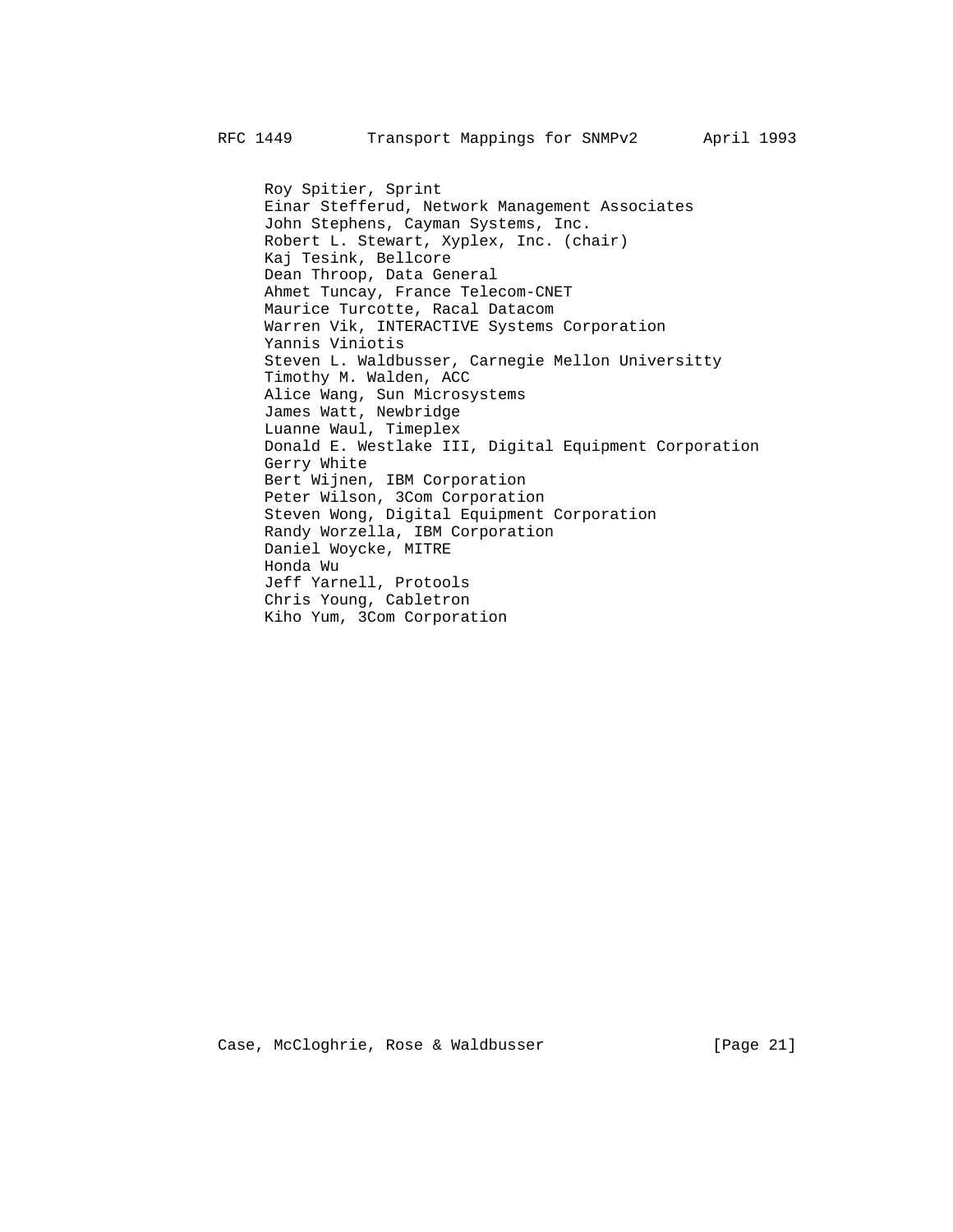Roy Spitier, Sprint
Einar Stefferud, Network Management Associates
John Stephens, Cayman Systems, Inc.
Robert L. Stewart, Xyplex, Inc. (chair)
Kaj Tesink, Bellcore
Dean Throop, Data General
Ahmet Tuncay, France Telecom-CNET
Maurice Turcotte, Racal Datacom
Warren Vik, INTERACTIVE Systems Corporation
Yannis Viniotis
Steven L. Waldbusser, Carnegie Mellon Universitty
Timothy M. Walden, ACC
Alice Wang, Sun Microsystems
James Watt, Newbridge
Luanne Waul, Timeplex
Donald E. Westlake III, Digital Equipment Corporation
Gerry White
Bert Wijnen, IBM Corporation
Peter Wilson, 3Com Corporation
Steven Wong, Digital Equipment Corporation
Randy Worzella, IBM Corporation
Daniel Woycke, MITRE
Honda Wu
Jeff Yarnell, Protools
Chris Young, Cabletron
Kiho Yum, 3Com Corporation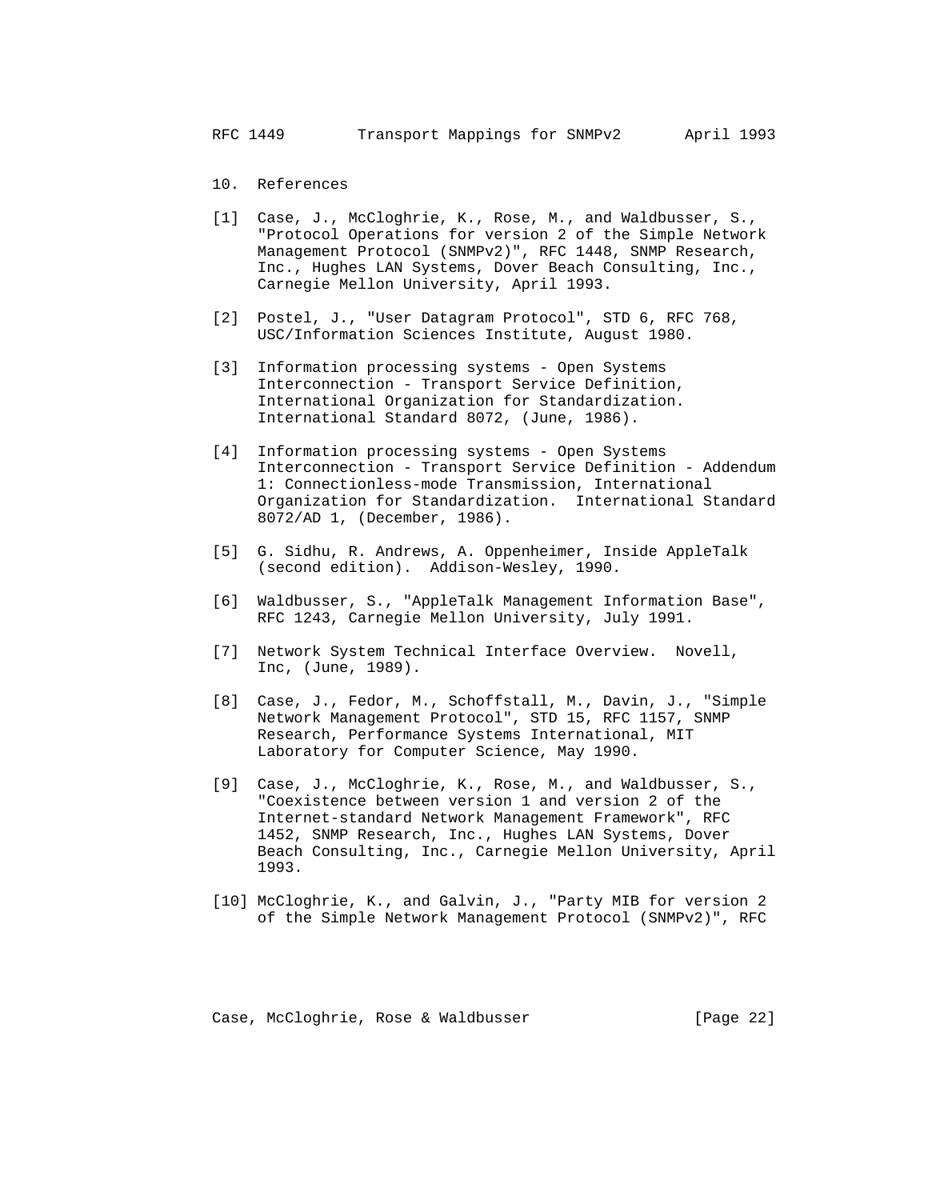## 10. References

[1] Case, J., McCloghrie, K., Rose, M., and Waldbusser, S., "Protocol Operations for version 2 of the Simple Network Management Protocol (SNMPv2)", RFC 1448, SNMP Research, Inc., Hughes LAN Systems, Dover Beach Consulting, Inc., Carnegie Mellon University, April 1993.

[2] Postel, J., "User Datagram Protocol", STD 6, RFC 768, USC/Information Sciences Institute, August 1980.

[3] Information processing systems - Open Systems Interconnection - Transport Service Definition, International Organization for Standardization. International Standard 8072, (June, 1986).

[4] Information processing systems - Open Systems Interconnection - Transport Service Definition - Addendum 1: Connectionless-mode Transmission, International Organization for Standardization. International Standard 8072/AD 1, (December, 1986).

[5] G. Sidhu, R. Andrews, A. Oppenheimer, Inside AppleTalk (second edition). Addison-Wesley, 1990.

[6] Waldbusser, S., "AppleTalk Management Information Base", RFC 1243, Carnegie Mellon University, July 1991.

[7] Network System Technical Interface Overview. Novell, Inc, (June, 1989).

[8] Case, J., Fedor, M., Schoffstall, M., Davin, J., "Simple Network Management Protocol", STD 15, RFC 1157, SNMP Research, Performance Systems International, MIT Laboratory for Computer Science, May 1990.

[9] Case, J., McCloghrie, K., Rose, M., and Waldbusser, S., "Coexistence between version 1 and version 2 of the Internet-standard Network Management Framework", RFC 1452, SNMP Research, Inc., Hughes LAN Systems, Dover Beach Consulting, Inc., Carnegie Mellon University, April 1993.

[10] McCloghrie, K., and Galvin, J., "Party MIB for version 2 of the Simple Network Management Protocol (SNMPv2)", RFC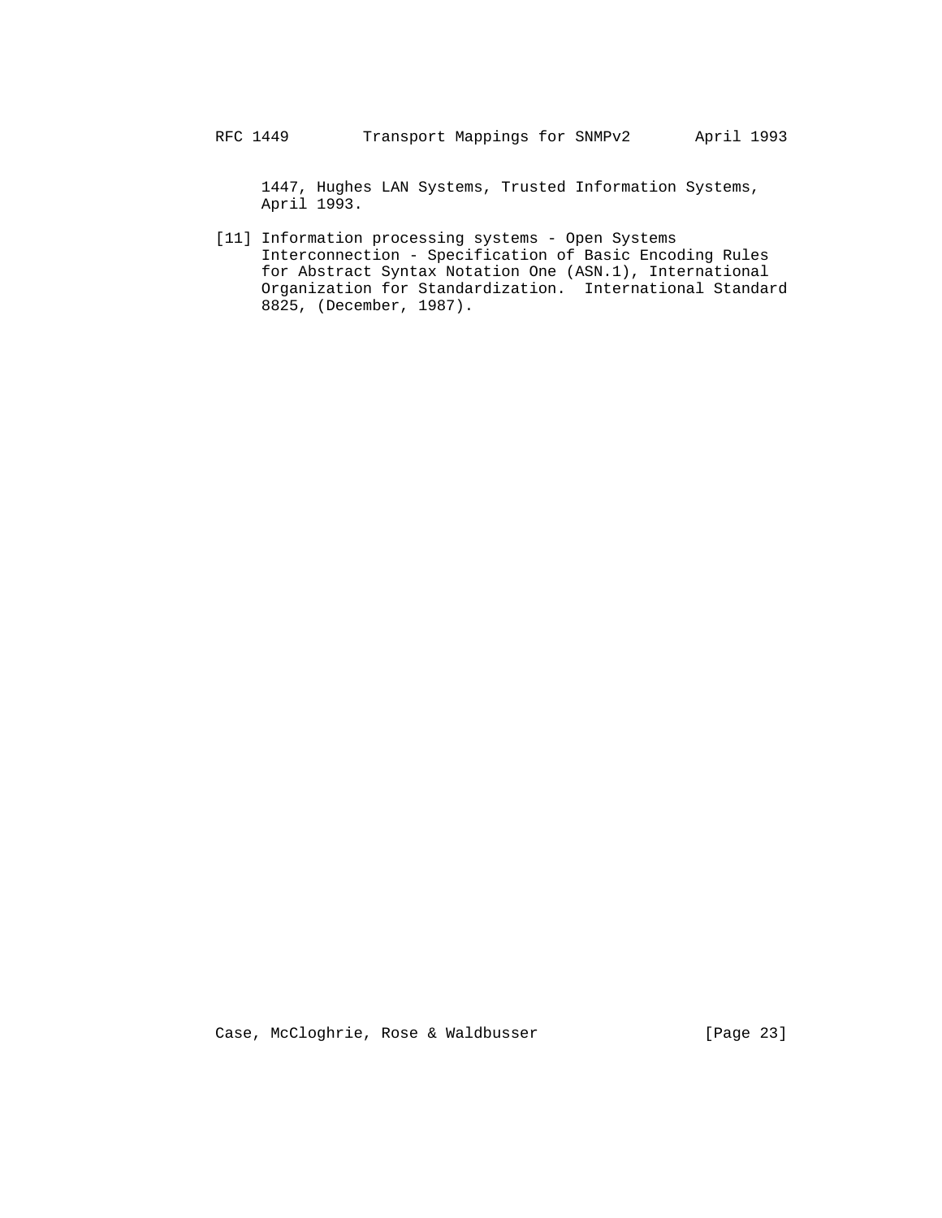1447, Hughes LAN Systems, Trusted Information Systems, April 1993.

[11] Information processing systems - Open Systems Interconnection - Specification of Basic Encoding Rules for Abstract Syntax Notation One (ASN.1), International Organization for Standardization. International Standard 8825, (December, 1987).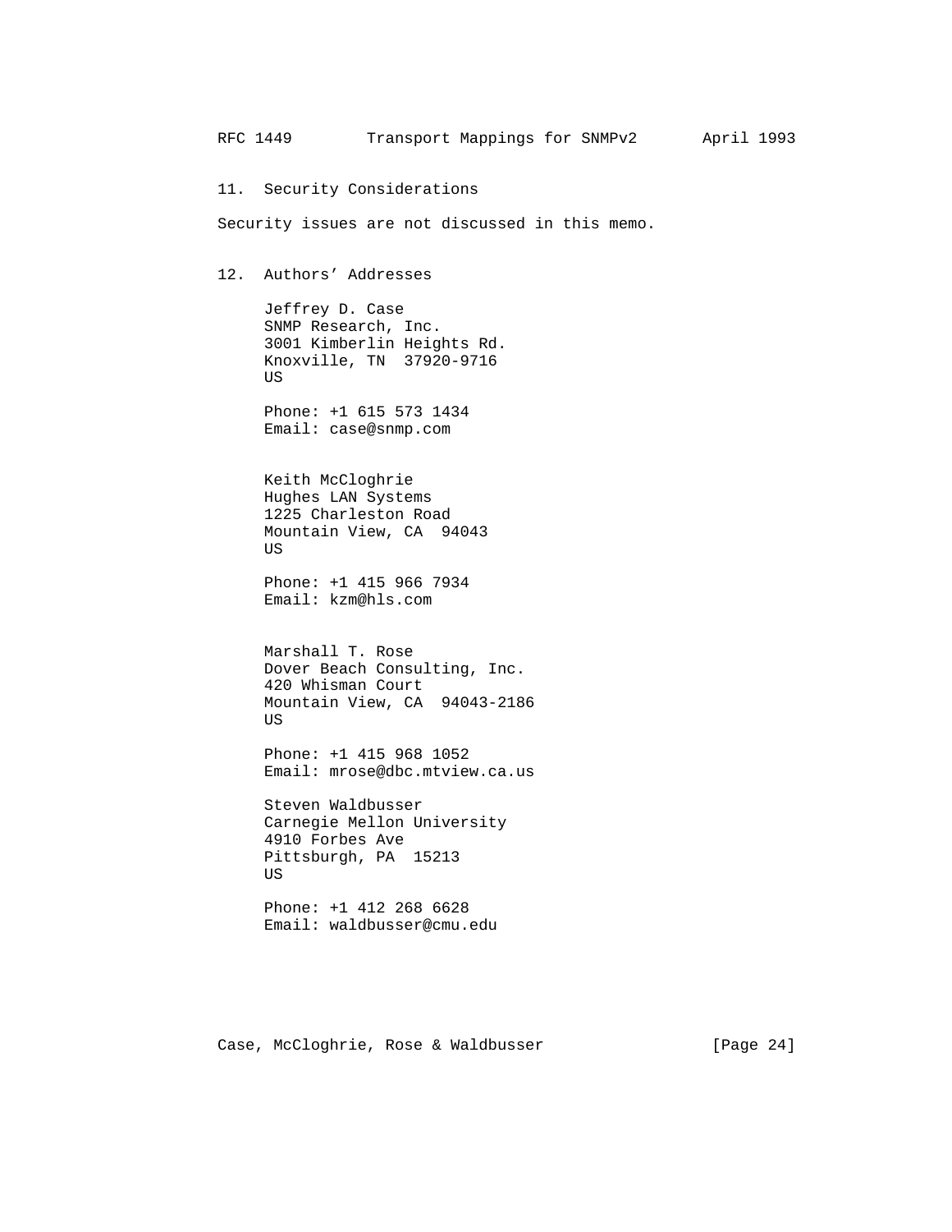## 11. Security Considerations

Security issues are not discussed in this memo.

## 12. Authors' Addresses

Jeffrey D. Case
SNMP Research, Inc.
3001 Kimberlin Heights Rd.
Knoxville, TN  37920-9716
US

Phone: +1 615 573 1434
Email: case@snmp.com

Keith McCloghrie
Hughes LAN Systems
1225 Charleston Road
Mountain View, CA  94043
US

Phone: +1 415 966 7934
Email: kzm@hls.com

Marshall T. Rose
Dover Beach Consulting, Inc.
420 Whisman Court
Mountain View, CA  94043-2186
US

Phone: +1 415 968 1052
Email: mrose@dbc.mtview.ca.us

Steven Waldbusser
Carnegie Mellon University
4910 Forbes Ave
Pittsburgh, PA  15213
US

Phone: +1 412 268 6628
Email: waldbusser@cmu.edu